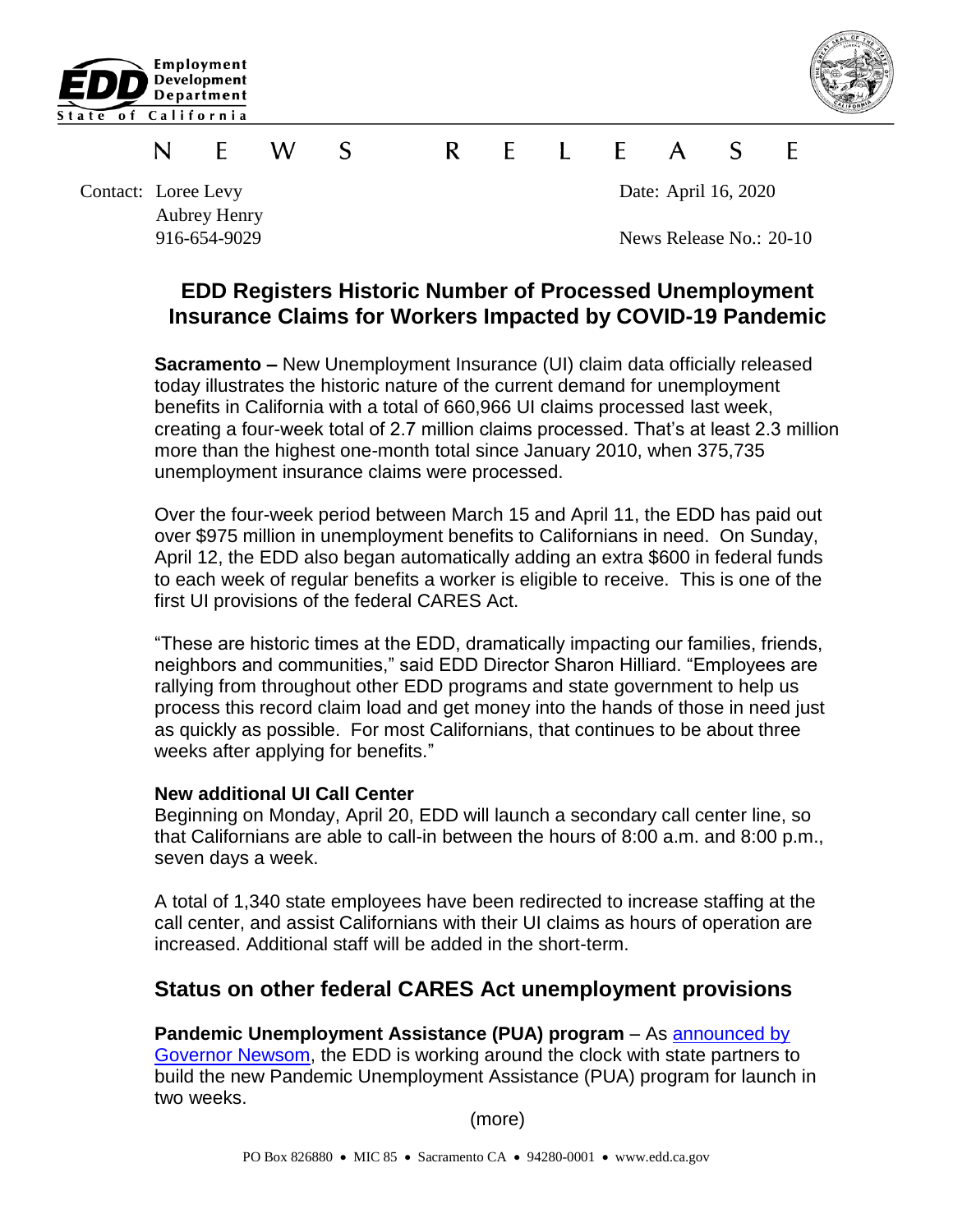Employment Development Department
State of California

# NEWS RELEASE

Contact: Loree Levy
Aubrey Henry
916-654-9029

Date: April 16, 2020

News Release No.: 20-10

## EDD Registers Historic Number of Processed Unemployment Insurance Claims for Workers Impacted by COVID-19 Pandemic

**Sacramento –** New Unemployment Insurance (UI) claim data officially released today illustrates the historic nature of the current demand for unemployment benefits in California with a total of 660,966 UI claims processed last week, creating a four-week total of 2.7 million claims processed. That's at least 2.3 million more than the highest one-month total since January 2010, when 375,735 unemployment insurance claims were processed.

Over the four-week period between March 15 and April 11, the EDD has paid out over $975 million in unemployment benefits to Californians in need. On Sunday, April 12, the EDD also began automatically adding an extra $600 in federal funds to each week of regular benefits a worker is eligible to receive. This is one of the first UI provisions of the federal CARES Act.

"These are historic times at the EDD, dramatically impacting our families, friends, neighbors and communities," said EDD Director Sharon Hilliard. "Employees are rallying from throughout other EDD programs and state government to help us process this record claim load and get money into the hands of those in need just as quickly as possible. For most Californians, that continues to be about three weeks after applying for benefits."

**New additional UI Call Center**

Beginning on Monday, April 20, EDD will launch a secondary call center line, so that Californians are able to call-in between the hours of 8:00 a.m. and 8:00 p.m., seven days a week.

A total of 1,340 state employees have been redirected to increase staffing at the call center, and assist Californians with their UI claims as hours of operation are increased. Additional staff will be added in the short-term.

## Status on other federal CARES Act unemployment provisions

**Pandemic Unemployment Assistance (PUA) program** – As announced by Governor Newsom, the EDD is working around the clock with state partners to build the new Pandemic Unemployment Assistance (PUA) program for launch in two weeks.

(more)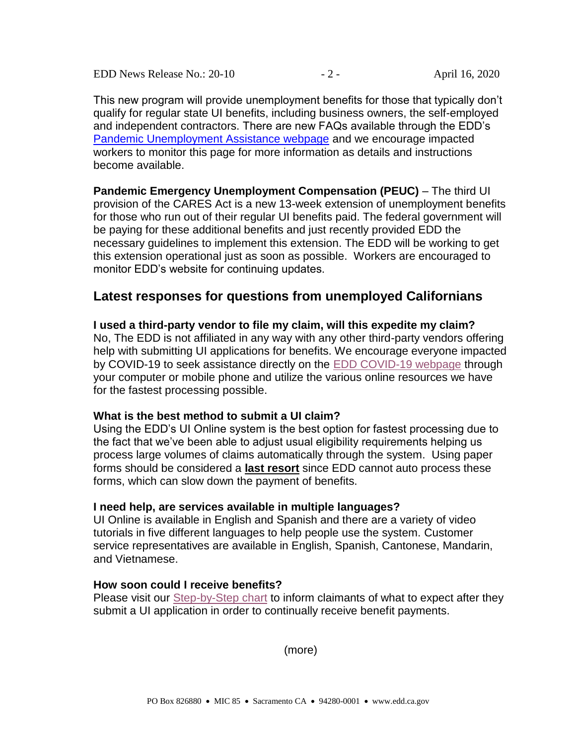This new program will provide unemployment benefits for those that typically don't qualify for regular state UI benefits, including business owners, the self-employed and independent contractors. There are new FAQs available through the EDD's Pandemic Unemployment Assistance webpage and we encourage impacted workers to monitor this page for more information as details and instructions become available.

**Pandemic Emergency Unemployment Compensation (PEUC)** – The third UI provision of the CARES Act is a new 13-week extension of unemployment benefits for those who run out of their regular UI benefits paid. The federal government will be paying for these additional benefits and just recently provided EDD the necessary guidelines to implement this extension. The EDD will be working to get this extension operational just as soon as possible. Workers are encouraged to monitor EDD's website for continuing updates.

## Latest responses for questions from unemployed Californians

**I used a third-party vendor to file my claim, will this expedite my claim?**
No, The EDD is not affiliated in any way with any other third-party vendors offering help with submitting UI applications for benefits. We encourage everyone impacted by COVID-19 to seek assistance directly on the EDD COVID-19 webpage through your computer or mobile phone and utilize the various online resources we have for the fastest processing possible.

**What is the best method to submit a UI claim?**
Using the EDD's UI Online system is the best option for fastest processing due to the fact that we've been able to adjust usual eligibility requirements helping us process large volumes of claims automatically through the system. Using paper forms should be considered a **last resort** since EDD cannot auto process these forms, which can slow down the payment of benefits.

**I need help, are services available in multiple languages?**
UI Online is available in English and Spanish and there are a variety of video tutorials in five different languages to help people use the system. Customer service representatives are available in English, Spanish, Cantonese, Mandarin, and Vietnamese.

**How soon could I receive benefits?**
Please visit our Step-by-Step chart to inform claimants of what to expect after they submit a UI application in order to continually receive benefit payments.

(more)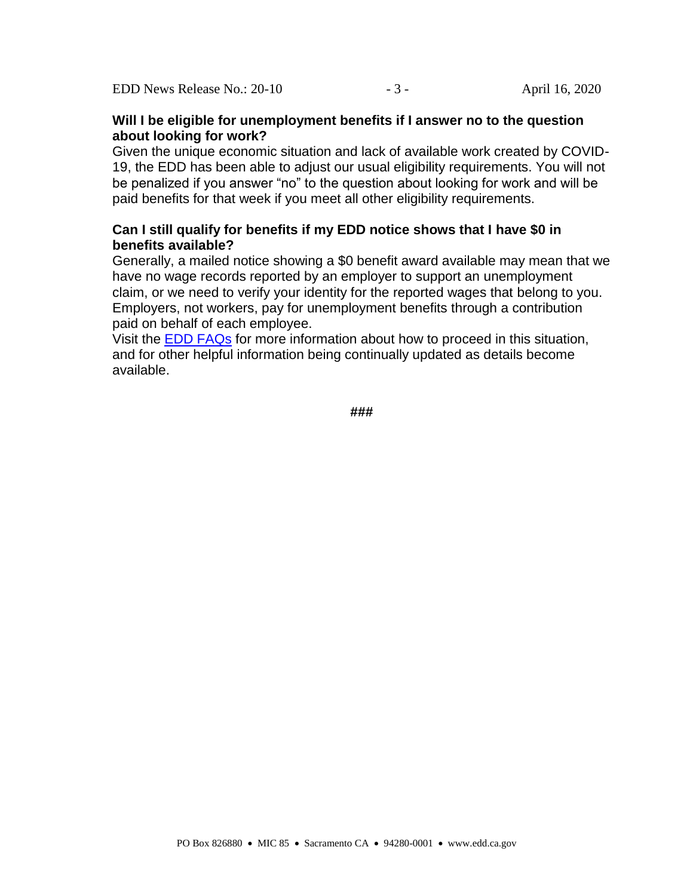**Will I be eligible for unemployment benefits if I answer no to the question about looking for work?**

Given the unique economic situation and lack of available work created by COVID-19, the EDD has been able to adjust our usual eligibility requirements. You will not be penalized if you answer "no" to the question about looking for work and will be paid benefits for that week if you meet all other eligibility requirements.

**Can I still qualify for benefits if my EDD notice shows that I have $0 in benefits available?**

Generally, a mailed notice showing a $0 benefit award available may mean that we have no wage records reported by an employer to support an unemployment claim, or we need to verify your identity for the reported wages that belong to you. Employers, not workers, pay for unemployment benefits through a contribution paid on behalf of each employee.

Visit the EDD FAQs for more information about how to proceed in this situation, and for other helpful information being continually updated as details become available.

###

PO Box 826880 • MIC 85 • Sacramento CA • 94280-0001 • www.edd.ca.gov